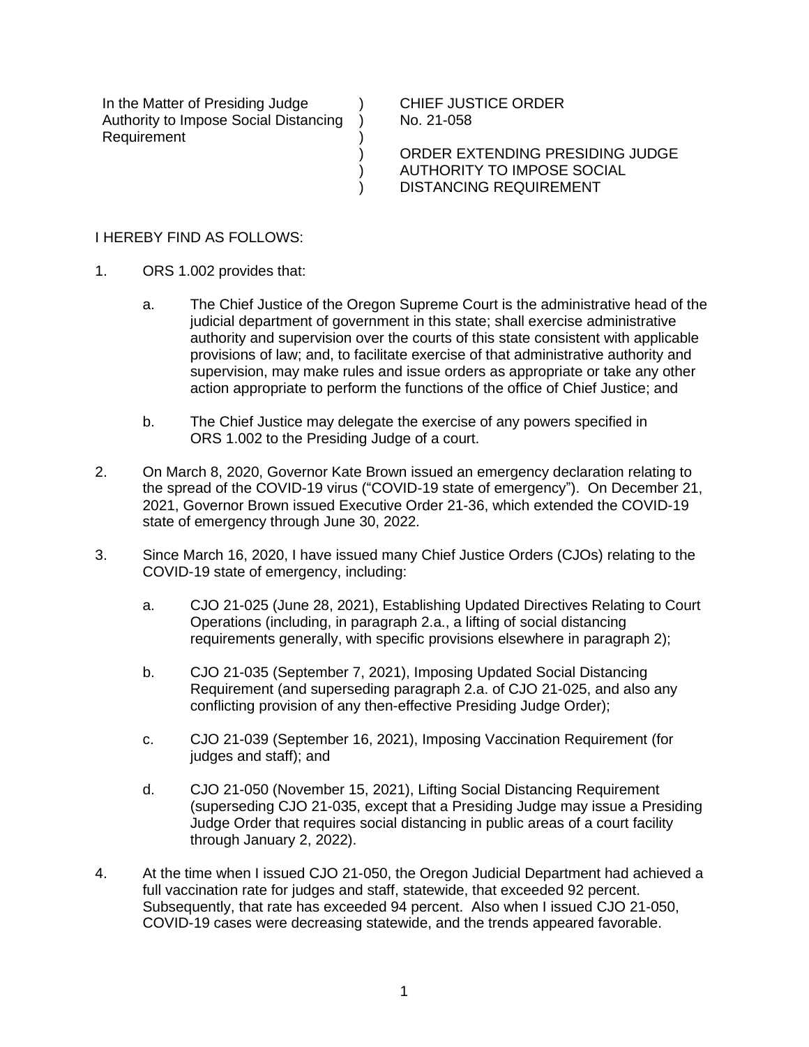| | | |
|---|---|---|
| In the Matter of Presiding Judge Authority to Impose Social Distancing Requirement | ) ) ) ) ) ) | CHIEF JUSTICE ORDER No. 21-058<br><br>ORDER EXTENDING PRESIDING JUDGE AUTHORITY TO IMPOSE SOCIAL DISTANCING REQUIREMENT |

I HEREBY FIND AS FOLLOWS:

1. ORS 1.002 provides that:

   a. The Chief Justice of the Oregon Supreme Court is the administrative head of the judicial department of government in this state; shall exercise administrative authority and supervision over the courts of this state consistent with applicable provisions of law; and, to facilitate exercise of that administrative authority and supervision, may make rules and issue orders as appropriate or take any other action appropriate to perform the functions of the office of Chief Justice; and

   b. The Chief Justice may delegate the exercise of any powers specified in ORS 1.002 to the Presiding Judge of a court.

2. On March 8, 2020, Governor Kate Brown issued an emergency declaration relating to the spread of the COVID-19 virus ("COVID-19 state of emergency"). On December 21, 2021, Governor Brown issued Executive Order 21-36, which extended the COVID-19 state of emergency through June 30, 2022.

3. Since March 16, 2020, I have issued many Chief Justice Orders (CJOs) relating to the COVID-19 state of emergency, including:

   a. CJO 21-025 (June 28, 2021), Establishing Updated Directives Relating to Court Operations (including, in paragraph 2.a., a lifting of social distancing requirements generally, with specific provisions elsewhere in paragraph 2);

   b. CJO 21-035 (September 7, 2021), Imposing Updated Social Distancing Requirement (and superseding paragraph 2.a. of CJO 21-025, and also any conflicting provision of any then-effective Presiding Judge Order);

   c. CJO 21-039 (September 16, 2021), Imposing Vaccination Requirement (for judges and staff); and

   d. CJO 21-050 (November 15, 2021), Lifting Social Distancing Requirement (superseding CJO 21-035, except that a Presiding Judge may issue a Presiding Judge Order that requires social distancing in public areas of a court facility through January 2, 2022).

4. At the time when I issued CJO 21-050, the Oregon Judicial Department had achieved a full vaccination rate for judges and staff, statewide, that exceeded 92 percent. Subsequently, that rate has exceeded 94 percent. Also when I issued CJO 21-050, COVID-19 cases were decreasing statewide, and the trends appeared favorable.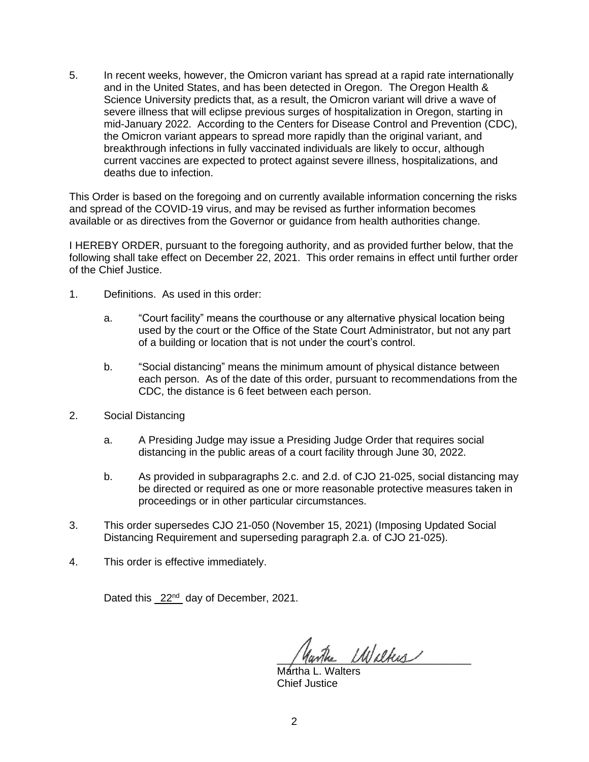5. In recent weeks, however, the Omicron variant has spread at a rapid rate internationally and in the United States, and has been detected in Oregon. The Oregon Health & Science University predicts that, as a result, the Omicron variant will drive a wave of severe illness that will eclipse previous surges of hospitalization in Oregon, starting in mid-January 2022. According to the Centers for Disease Control and Prevention (CDC), the Omicron variant appears to spread more rapidly than the original variant, and breakthrough infections in fully vaccinated individuals are likely to occur, although current vaccines are expected to protect against severe illness, hospitalizations, and deaths due to infection.

This Order is based on the foregoing and on currently available information concerning the risks and spread of the COVID-19 virus, and may be revised as further information becomes available or as directives from the Governor or guidance from health authorities change.

I HEREBY ORDER, pursuant to the foregoing authority, and as provided further below, that the following shall take effect on December 22, 2021. This order remains in effect until further order of the Chief Justice.

1. Definitions. As used in this order:

   a. "Court facility" means the courthouse or any alternative physical location being used by the court or the Office of the State Court Administrator, but not any part of a building or location that is not under the court's control.

   b. "Social distancing" means the minimum amount of physical distance between each person. As of the date of this order, pursuant to recommendations from the CDC, the distance is 6 feet between each person.

2. Social Distancing

   a. A Presiding Judge may issue a Presiding Judge Order that requires social distancing in the public areas of a court facility through June 30, 2022.

   b. As provided in subparagraphs 2.c. and 2.d. of CJO 21-025, social distancing may be directed or required as one or more reasonable protective measures taken in proceedings or in other particular circumstances.

3. This order supersedes CJO 21-050 (November 15, 2021) (Imposing Updated Social Distancing Requirement and superseding paragraph 2.a. of CJO 21-025).

4. This order is effective immediately.

Dated this 22nd day of December, 2021.

Martha L. Walters
Chief Justice